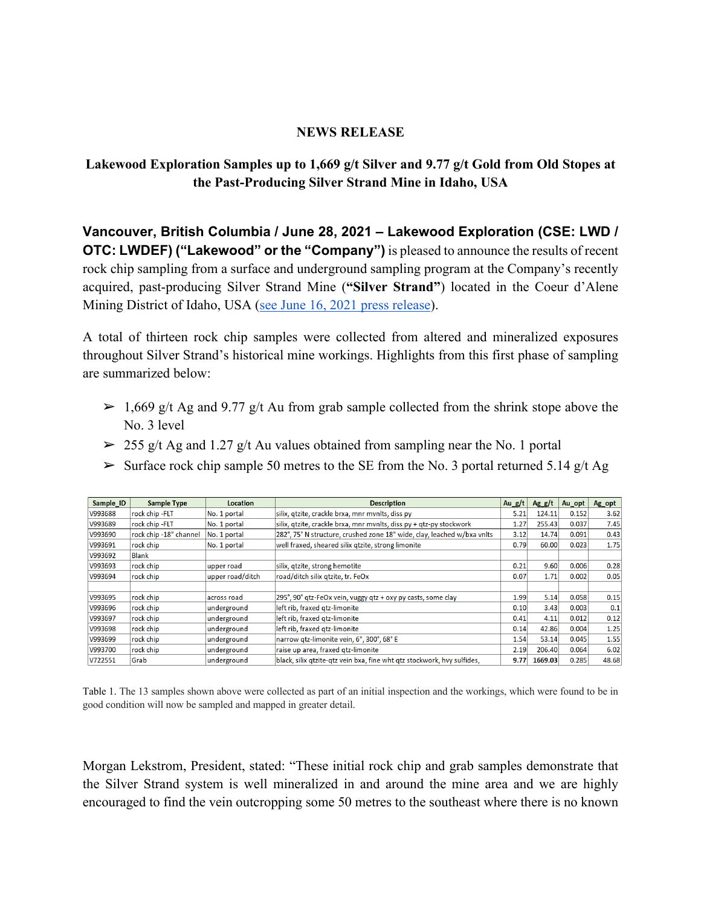**NEWS RELEASE**

# Lakewood Exploration Samples up to 1,669 g/t Silver and 9.77 g/t Gold from Old Stopes at the Past-Producing Silver Strand Mine in Idaho, USA

**Vancouver, British Columbia / June 28, 2021 – Lakewood Exploration (CSE: LWD / OTC: LWDEF) ("Lakewood" or the "Company")** is pleased to announce the results of recent rock chip sampling from a surface and underground sampling program at the Company's recently acquired, past-producing Silver Strand Mine (**"Silver Strand"**) located in the Coeur d'Alene Mining District of Idaho, USA (see June 16, 2021 press release).

A total of thirteen rock chip samples were collected from altered and mineralized exposures throughout Silver Strand's historical mine workings. Highlights from this first phase of sampling are summarized below:

- 1,669 g/t Ag and 9.77 g/t Au from grab sample collected from the shrink stope above the No. 3 level
- 255 g/t Ag and 1.27 g/t Au values obtained from sampling near the No. 1 portal
- Surface rock chip sample 50 metres to the SE from the No. 3 portal returned 5.14 g/t Ag

| Sample_ID | Sample Type | Location | Description | Au_g/t | Ag_g/t | Au_opt | Ag_opt |
|---|---|---|---|---|---|---|---|
| V993688 | rock chip -FLT | No. 1 portal | silix, qtzite, crackle brxa, mnr mvnlts, diss py | 5.21 | 124.11 | 0.152 | 3.62 |
| V993689 | rock chip -FLT | No. 1 portal | silix, qtzite, crackle brxa, mnr mvnlts, diss py + qtz-py stockwork | 1.27 | 255.43 | 0.037 | 7.45 |
| V993690 | rock chip -18" channel | No. 1 portal | 282°, 75° N structure, crushed zone 18" wide, clay, leached w/bxa vnlts | 3.12 | 14.74 | 0.091 | 0.43 |
| V993691 | rock chip | No. 1 portal | well fraxed, sheared silix qtzite, strong limonite | 0.79 | 60.00 | 0.023 | 1.75 |
| V993692 | Blank | | | | | | |
| V993693 | rock chip | upper road | silix, qtzite, strong hemotite | 0.21 | 9.60 | 0.006 | 0.28 |
| V993694 | rock chip | upper road/ditch | road/ditch silix qtzite, tr. FeOx | 0.07 | 1.71 | 0.002 | 0.05 |
| | | | | | | | |
| V993695 | rock chip | across road | 295°, 90° qtz-FeOx vein, vuggy qtz + oxy py casts, some clay | 1.99 | 5.14 | 0.058 | 0.15 |
| V993696 | rock chip | underground | left rib, fraxed qtz-limonite | 0.10 | 3.43 | 0.003 | 0.1 |
| V993697 | rock chip | underground | left rib, fraxed qtz-limonite | 0.41 | 4.11 | 0.012 | 0.12 |
| V993698 | rock chip | underground | left rib, fraxed qtz-limonite | 0.14 | 42.86 | 0.004 | 1.25 |
| V993699 | rock chip | underground | narrow qtz-limonite vein, 6", 300°, 68° E | 1.54 | 53.14 | 0.045 | 1.55 |
| V993700 | rock chip | underground | raise up area, fraxed qtz-limonite | 2.19 | 206.40 | 0.064 | 6.02 |
| V722551 | Grab | underground | black, silix qtzite-qtz vein bxa, fine wht qtz stockwork, hvy sulfides, | 9.77 | 1669.03 | 0.285 | 48.68 |

Table 1. The 13 samples shown above were collected as part of an initial inspection and the workings, which were found to be in good condition will now be sampled and mapped in greater detail.

Morgan Lekstrom, President, stated: "These initial rock chip and grab samples demonstrate that the Silver Strand system is well mineralized in and around the mine area and we are highly encouraged to find the vein outcropping some 50 metres to the southeast where there is no known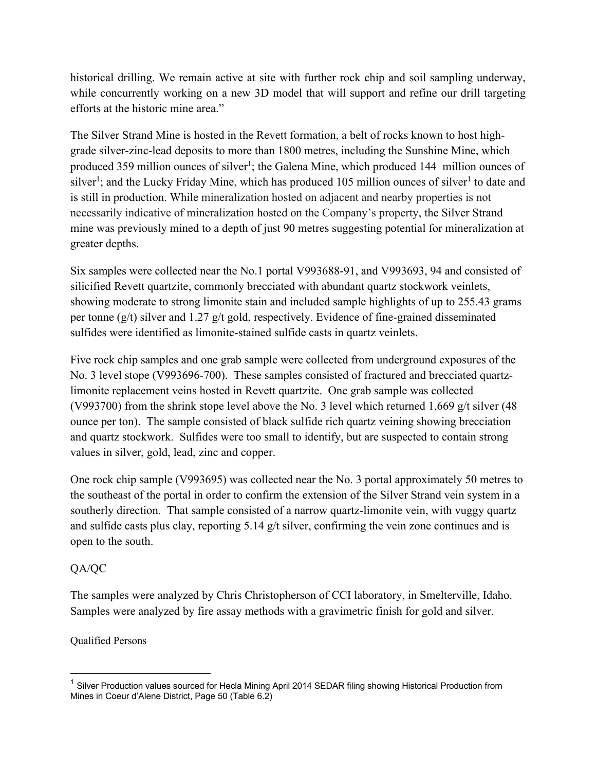historical drilling. We remain active at site with further rock chip and soil sampling underway, while concurrently working on a new 3D model that will support and refine our drill targeting efforts at the historic mine area."

The Silver Strand Mine is hosted in the Revett formation, a belt of rocks known to host high-grade silver-zinc-lead deposits to more than 1800 metres, including the Sunshine Mine, which produced 359 million ounces of silver[1]; the Galena Mine, which produced 144 million ounces of silver[1]; and the Lucky Friday Mine, which has produced 105 million ounces of silver[1] to date and is still in production. While mineralization hosted on adjacent and nearby properties is not necessarily indicative of mineralization hosted on the Company's property, the Silver Strand mine was previously mined to a depth of just 90 metres suggesting potential for mineralization at greater depths.

Six samples were collected near the No.1 portal V993688-91, and V993693, 94 and consisted of silicified Revett quartzite, commonly brecciated with abundant quartz stockwork veinlets, showing moderate to strong limonite stain and included sample highlights of up to 255.43 grams per tonne (g/t) silver and 1.27 g/t gold, respectively. Evidence of fine-grained disseminated sulfides were identified as limonite-stained sulfide casts in quartz veinlets.

Five rock chip samples and one grab sample were collected from underground exposures of the No. 3 level stope (V993696-700). These samples consisted of fractured and brecciated quartz-limonite replacement veins hosted in Revett quartzite. One grab sample was collected (V993700) from the shrink stope level above the No. 3 level which returned 1,669 g/t silver (48 ounce per ton). The sample consisted of black sulfide rich quartz veining showing brecciation and quartz stockwork. Sulfides were too small to identify, but are suspected to contain strong values in silver, gold, lead, zinc and copper.

One rock chip sample (V993695) was collected near the No. 3 portal approximately 50 metres to the southeast of the portal in order to confirm the extension of the Silver Strand vein system in a southerly direction. That sample consisted of a narrow quartz-limonite vein, with vuggy quartz and sulfide casts plus clay, reporting 5.14 g/t silver, confirming the vein zone continues and is open to the south.

QA/QC

The samples were analyzed by Chris Christopherson of CCI laboratory, in Smelterville, Idaho. Samples were analyzed by fire assay methods with a gravimetric finish for gold and silver.

Qualified Persons

---

[1] Silver Production values sourced for Hecla Mining April 2014 SEDAR filing showing Historical Production from Mines in Coeur d'Alene District, Page 50 (Table 6.2)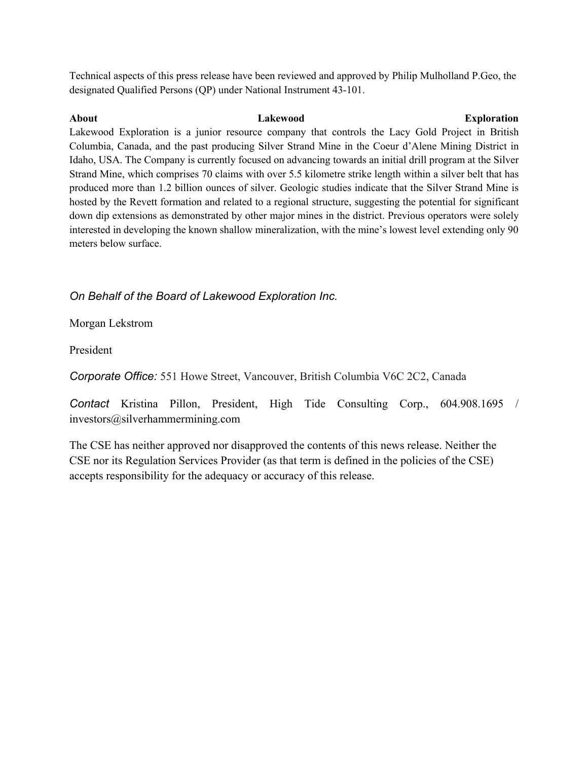Technical aspects of this press release have been reviewed and approved by Philip Mulholland P.Geo, the designated Qualified Persons (QP) under National Instrument 43-101.

**About Lakewood Exploration**

Lakewood Exploration is a junior resource company that controls the Lacy Gold Project in British Columbia, Canada, and the past producing Silver Strand Mine in the Coeur d'Alene Mining District in Idaho, USA. The Company is currently focused on advancing towards an initial drill program at the Silver Strand Mine, which comprises 70 claims with over 5.5 kilometre strike length within a silver belt that has produced more than 1.2 billion ounces of silver. Geologic studies indicate that the Silver Strand Mine is hosted by the Revett formation and related to a regional structure, suggesting the potential for significant down dip extensions as demonstrated by other major mines in the district. Previous operators were solely interested in developing the known shallow mineralization, with the mine's lowest level extending only 90 meters below surface.

*On Behalf of the Board of Lakewood Exploration Inc.*

Morgan Lekstrom

President

*Corporate Office:* 551 Howe Street, Vancouver, British Columbia V6C 2C2, Canada

*Contact* Kristina Pillon, President, High Tide Consulting Corp., 604.908.1695 / investors@silverhammermining.com

The CSE has neither approved nor disapproved the contents of this news release. Neither the CSE nor its Regulation Services Provider (as that term is defined in the policies of the CSE) accepts responsibility for the adequacy or accuracy of this release.